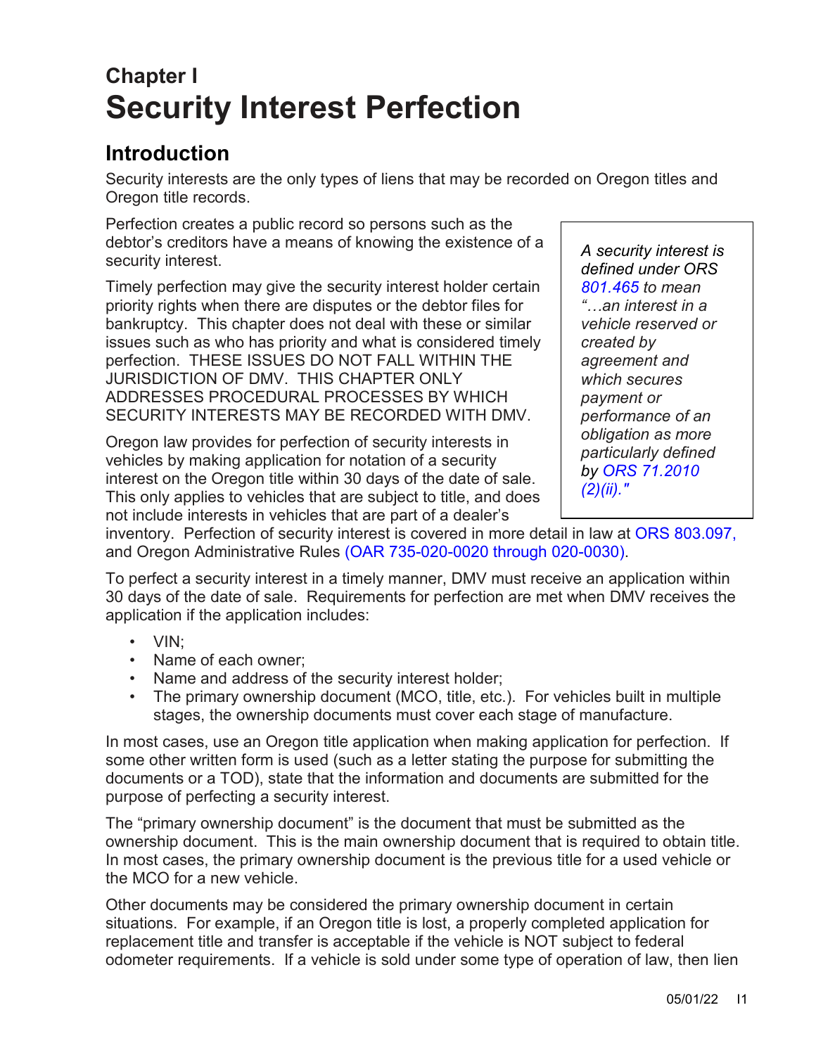# Chapter I
# Security Interest Perfection

## Introduction

Security interests are the only types of liens that may be recorded on Oregon titles and Oregon title records.

Perfection creates a public record so persons such as the debtor's creditors have a means of knowing the existence of a security interest.

> *A security interest is defined under ORS 801.465 to mean "…an interest in a vehicle reserved or created by agreement and which secures payment or performance of an obligation as more particularly defined by ORS 71.2010 (2)(ii)."*

Timely perfection may give the security interest holder certain priority rights when there are disputes or the debtor files for bankruptcy. This chapter does not deal with these or similar issues such as who has priority and what is considered timely perfection. THESE ISSUES DO NOT FALL WITHIN THE JURISDICTION OF DMV. THIS CHAPTER ONLY ADDRESSES PROCEDURAL PROCESSES BY WHICH SECURITY INTERESTS MAY BE RECORDED WITH DMV.

Oregon law provides for perfection of security interests in vehicles by making application for notation of a security interest on the Oregon title within 30 days of the date of sale. This only applies to vehicles that are subject to title, and does not include interests in vehicles that are part of a dealer's inventory. Perfection of security interest is covered in more detail in law at ORS 803.097, and Oregon Administrative Rules (OAR 735-020-0020 through 020-0030).

To perfect a security interest in a timely manner, DMV must receive an application within 30 days of the date of sale. Requirements for perfection are met when DMV receives the application if the application includes:

- VIN;
- Name of each owner;
- Name and address of the security interest holder;
- The primary ownership document (MCO, title, etc.). For vehicles built in multiple stages, the ownership documents must cover each stage of manufacture.

In most cases, use an Oregon title application when making application for perfection. If some other written form is used (such as a letter stating the purpose for submitting the documents or a TOD), state that the information and documents are submitted for the purpose of perfecting a security interest.

The "primary ownership document" is the document that must be submitted as the ownership document. This is the main ownership document that is required to obtain title. In most cases, the primary ownership document is the previous title for a used vehicle or the MCO for a new vehicle.

Other documents may be considered the primary ownership document in certain situations. For example, if an Oregon title is lost, a properly completed application for replacement title and transfer is acceptable if the vehicle is NOT subject to federal odometer requirements. If a vehicle is sold under some type of operation of law, then lien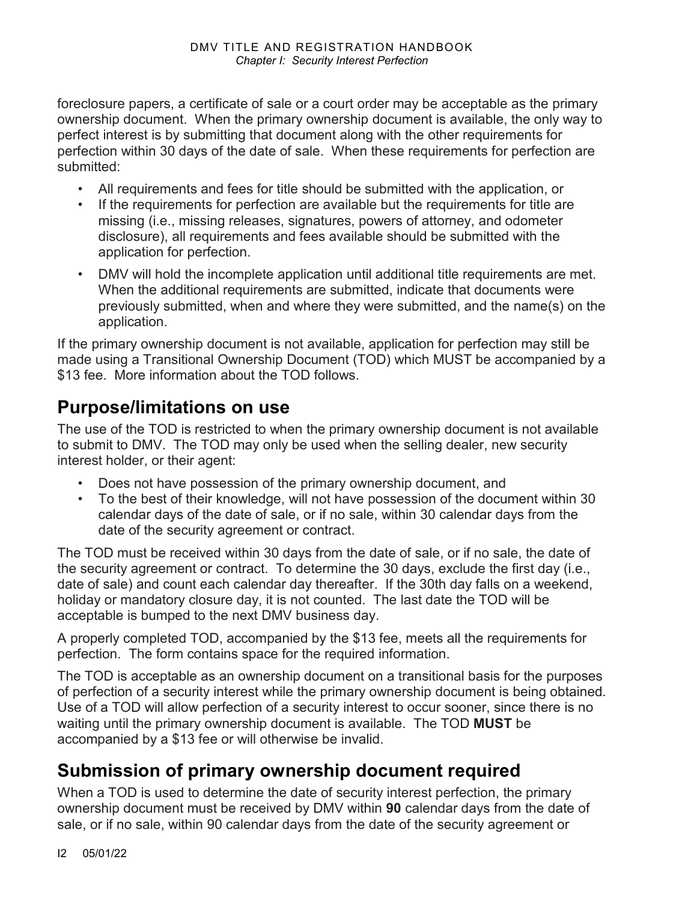foreclosure papers, a certificate of sale or a court order may be acceptable as the primary ownership document. When the primary ownership document is available, the only way to perfect interest is by submitting that document along with the other requirements for perfection within 30 days of the date of sale. When these requirements for perfection are submitted:

- All requirements and fees for title should be submitted with the application, or
- If the requirements for perfection are available but the requirements for title are missing (i.e., missing releases, signatures, powers of attorney, and odometer disclosure), all requirements and fees available should be submitted with the application for perfection.
- DMV will hold the incomplete application until additional title requirements are met. When the additional requirements are submitted, indicate that documents were previously submitted, when and where they were submitted, and the name(s) on the application.

If the primary ownership document is not available, application for perfection may still be made using a Transitional Ownership Document (TOD) which MUST be accompanied by a $13 fee. More information about the TOD follows.

## Purpose/limitations on use

The use of the TOD is restricted to when the primary ownership document is not available to submit to DMV. The TOD may only be used when the selling dealer, new security interest holder, or their agent:

- Does not have possession of the primary ownership document, and
- To the best of their knowledge, will not have possession of the document within 30 calendar days of the date of sale, or if no sale, within 30 calendar days from the date of the security agreement or contract.

The TOD must be received within 30 days from the date of sale, or if no sale, the date of the security agreement or contract. To determine the 30 days, exclude the first day (i.e., date of sale) and count each calendar day thereafter. If the 30th day falls on a weekend, holiday or mandatory closure day, it is not counted. The last date the TOD will be acceptable is bumped to the next DMV business day.

A properly completed TOD, accompanied by the $13 fee, meets all the requirements for perfection. The form contains space for the required information.

The TOD is acceptable as an ownership document on a transitional basis for the purposes of perfection of a security interest while the primary ownership document is being obtained. Use of a TOD will allow perfection of a security interest to occur sooner, since there is no waiting until the primary ownership document is available. The TOD **MUST** be accompanied by a $13 fee or will otherwise be invalid.

## Submission of primary ownership document required

When a TOD is used to determine the date of security interest perfection, the primary ownership document must be received by DMV within **90** calendar days from the date of sale, or if no sale, within 90 calendar days from the date of the security agreement or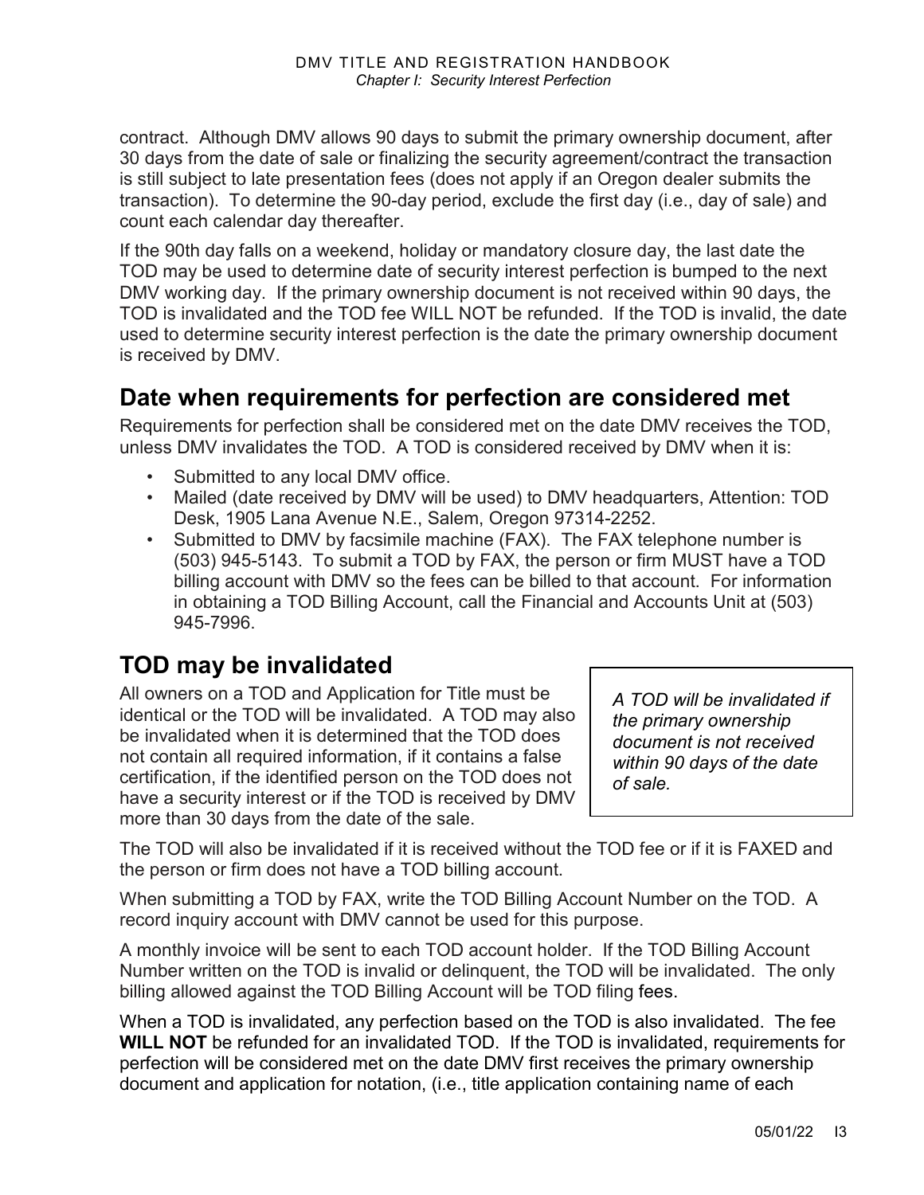contract. Although DMV allows 90 days to submit the primary ownership document, after 30 days from the date of sale or finalizing the security agreement/contract the transaction is still subject to late presentation fees (does not apply if an Oregon dealer submits the transaction). To determine the 90-day period, exclude the first day (i.e., day of sale) and count each calendar day thereafter.

If the 90th day falls on a weekend, holiday or mandatory closure day, the last date the TOD may be used to determine date of security interest perfection is bumped to the next DMV working day. If the primary ownership document is not received within 90 days, the TOD is invalidated and the TOD fee WILL NOT be refunded. If the TOD is invalid, the date used to determine security interest perfection is the date the primary ownership document is received by DMV.

## Date when requirements for perfection are considered met

Requirements for perfection shall be considered met on the date DMV receives the TOD, unless DMV invalidates the TOD. A TOD is considered received by DMV when it is:

- Submitted to any local DMV office.
- Mailed (date received by DMV will be used) to DMV headquarters, Attention: TOD Desk, 1905 Lana Avenue N.E., Salem, Oregon 97314-2252.
- Submitted to DMV by facsimile machine (FAX). The FAX telephone number is (503) 945-5143. To submit a TOD by FAX, the person or firm MUST have a TOD billing account with DMV so the fees can be billed to that account. For information in obtaining a TOD Billing Account, call the Financial and Accounts Unit at (503) 945-7996.

## TOD may be invalidated

All owners on a TOD and Application for Title must be identical or the TOD will be invalidated. A TOD may also be invalidated when it is determined that the TOD does not contain all required information, if it contains a false certification, if the identified person on the TOD does not have a security interest or if the TOD is received by DMV more than 30 days from the date of the sale.

*A TOD will be invalidated if the primary ownership document is not received within 90 days of the date of sale.*

The TOD will also be invalidated if it is received without the TOD fee or if it is FAXED and the person or firm does not have a TOD billing account.

When submitting a TOD by FAX, write the TOD Billing Account Number on the TOD. A record inquiry account with DMV cannot be used for this purpose.

A monthly invoice will be sent to each TOD account holder. If the TOD Billing Account Number written on the TOD is invalid or delinquent, the TOD will be invalidated. The only billing allowed against the TOD Billing Account will be TOD filing fees.

When a TOD is invalidated, any perfection based on the TOD is also invalidated. The fee **WILL NOT** be refunded for an invalidated TOD. If the TOD is invalidated, requirements for perfection will be considered met on the date DMV first receives the primary ownership document and application for notation, (i.e., title application containing name of each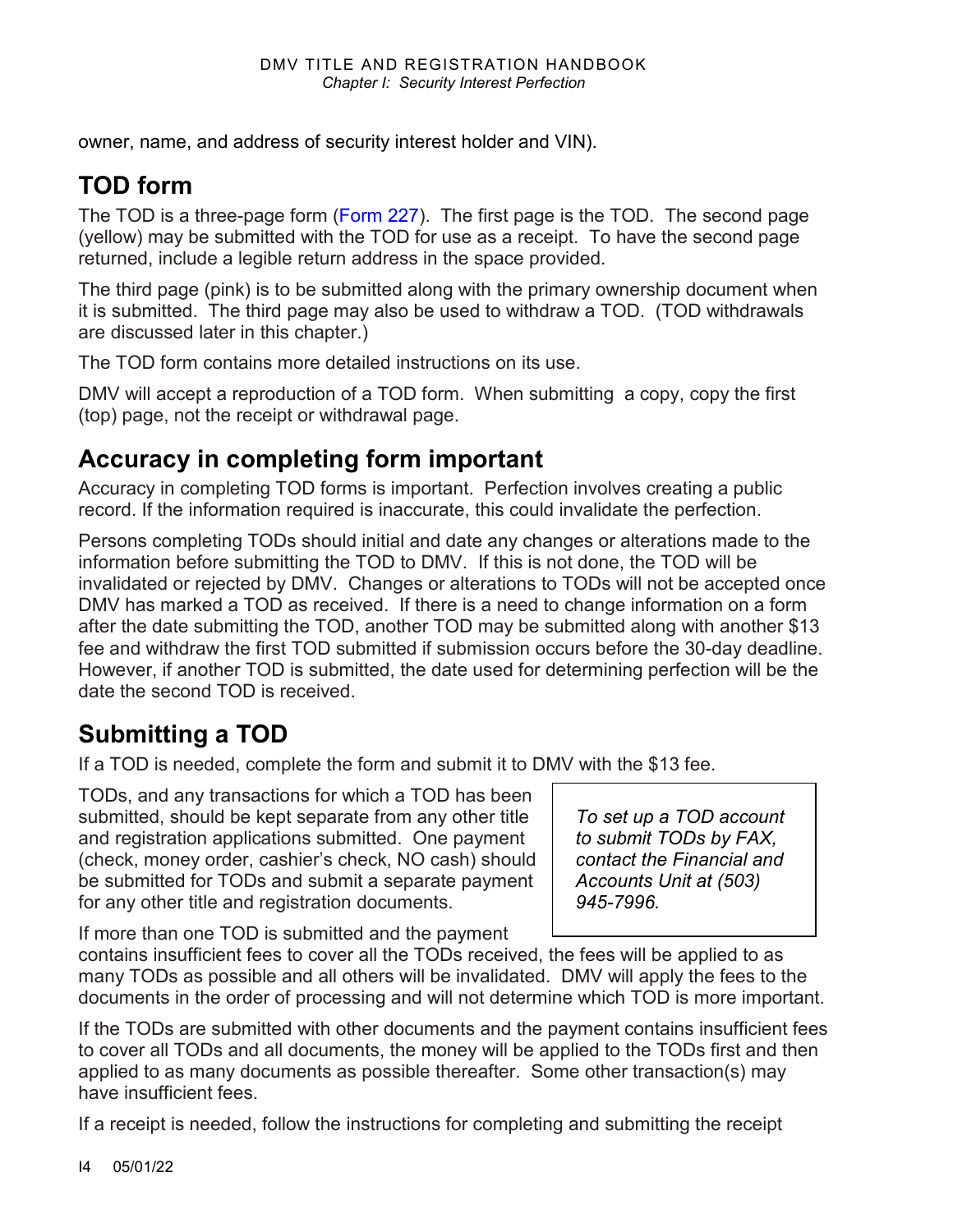owner, name, and address of security interest holder and VIN).

## TOD form

The TOD is a three-page form (Form 227). The first page is the TOD. The second page (yellow) may be submitted with the TOD for use as a receipt. To have the second page returned, include a legible return address in the space provided.

The third page (pink) is to be submitted along with the primary ownership document when it is submitted. The third page may also be used to withdraw a TOD. (TOD withdrawals are discussed later in this chapter.)

The TOD form contains more detailed instructions on its use.

DMV will accept a reproduction of a TOD form. When submitting a copy, copy the first (top) page, not the receipt or withdrawal page.

## Accuracy in completing form important

Accuracy in completing TOD forms is important. Perfection involves creating a public record. If the information required is inaccurate, this could invalidate the perfection.

Persons completing TODs should initial and date any changes or alterations made to the information before submitting the TOD to DMV. If this is not done, the TOD will be invalidated or rejected by DMV. Changes or alterations to TODs will not be accepted once DMV has marked a TOD as received. If there is a need to change information on a form after the date submitting the TOD, another TOD may be submitted along with another $13 fee and withdraw the first TOD submitted if submission occurs before the 30-day deadline. However, if another TOD is submitted, the date used for determining perfection will be the date the second TOD is received.

## Submitting a TOD

If a TOD is needed, complete the form and submit it to DMV with the $13 fee.

*To set up a TOD account to submit TODs by FAX, contact the Financial and Accounts Unit at (503) 945-7996.*

TODs, and any transactions for which a TOD has been submitted, should be kept separate from any other title and registration applications submitted. One payment (check, money order, cashier's check, NO cash) should be submitted for TODs and submit a separate payment for any other title and registration documents.

If more than one TOD is submitted and the payment contains insufficient fees to cover all the TODs received, the fees will be applied to as many TODs as possible and all others will be invalidated. DMV will apply the fees to the documents in the order of processing and will not determine which TOD is more important.

If the TODs are submitted with other documents and the payment contains insufficient fees to cover all TODs and all documents, the money will be applied to the TODs first and then applied to as many documents as possible thereafter. Some other transaction(s) may have insufficient fees.

If a receipt is needed, follow the instructions for completing and submitting the receipt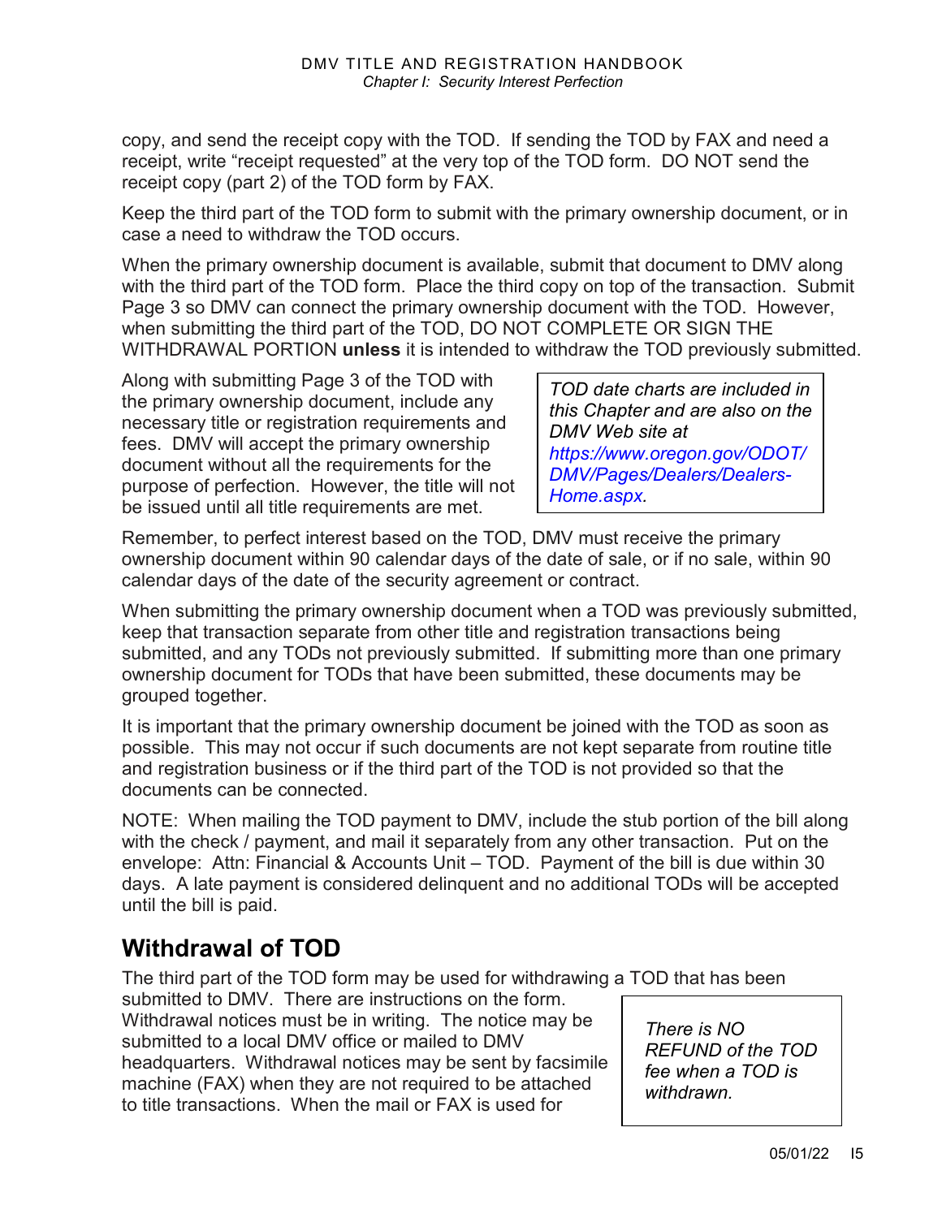copy, and send the receipt copy with the TOD. If sending the TOD by FAX and need a receipt, write "receipt requested" at the very top of the TOD form. DO NOT send the receipt copy (part 2) of the TOD form by FAX.

Keep the third part of the TOD form to submit with the primary ownership document, or in case a need to withdraw the TOD occurs.

When the primary ownership document is available, submit that document to DMV along with the third part of the TOD form. Place the third copy on top of the transaction. Submit Page 3 so DMV can connect the primary ownership document with the TOD. However, when submitting the third part of the TOD, DO NOT COMPLETE OR SIGN THE WITHDRAWAL PORTION **unless** it is intended to withdraw the TOD previously submitted.

Along with submitting Page 3 of the TOD with the primary ownership document, include any necessary title or registration requirements and fees. DMV will accept the primary ownership document without all the requirements for the purpose of perfection. However, the title will not be issued until all title requirements are met.

*TOD date charts are included in this Chapter and are also on the DMV Web site at https://www.oregon.gov/ODOT/DMV/Pages/Dealers/Dealers-Home.aspx.*

Remember, to perfect interest based on the TOD, DMV must receive the primary ownership document within 90 calendar days of the date of sale, or if no sale, within 90 calendar days of the date of the security agreement or contract.

When submitting the primary ownership document when a TOD was previously submitted, keep that transaction separate from other title and registration transactions being submitted, and any TODs not previously submitted. If submitting more than one primary ownership document for TODs that have been submitted, these documents may be grouped together.

It is important that the primary ownership document be joined with the TOD as soon as possible. This may not occur if such documents are not kept separate from routine title and registration business or if the third part of the TOD is not provided so that the documents can be connected.

NOTE: When mailing the TOD payment to DMV, include the stub portion of the bill along with the check / payment, and mail it separately from any other transaction. Put on the envelope: Attn: Financial & Accounts Unit – TOD. Payment of the bill is due within 30 days. A late payment is considered delinquent and no additional TODs will be accepted until the bill is paid.

## Withdrawal of TOD

The third part of the TOD form may be used for withdrawing a TOD that has been submitted to DMV. There are instructions on the form. Withdrawal notices must be in writing. The notice may be submitted to a local DMV office or mailed to DMV headquarters. Withdrawal notices may be sent by facsimile machine (FAX) when they are not required to be attached to title transactions. When the mail or FAX is used for

*There is NO REFUND of the TOD fee when a TOD is withdrawn.*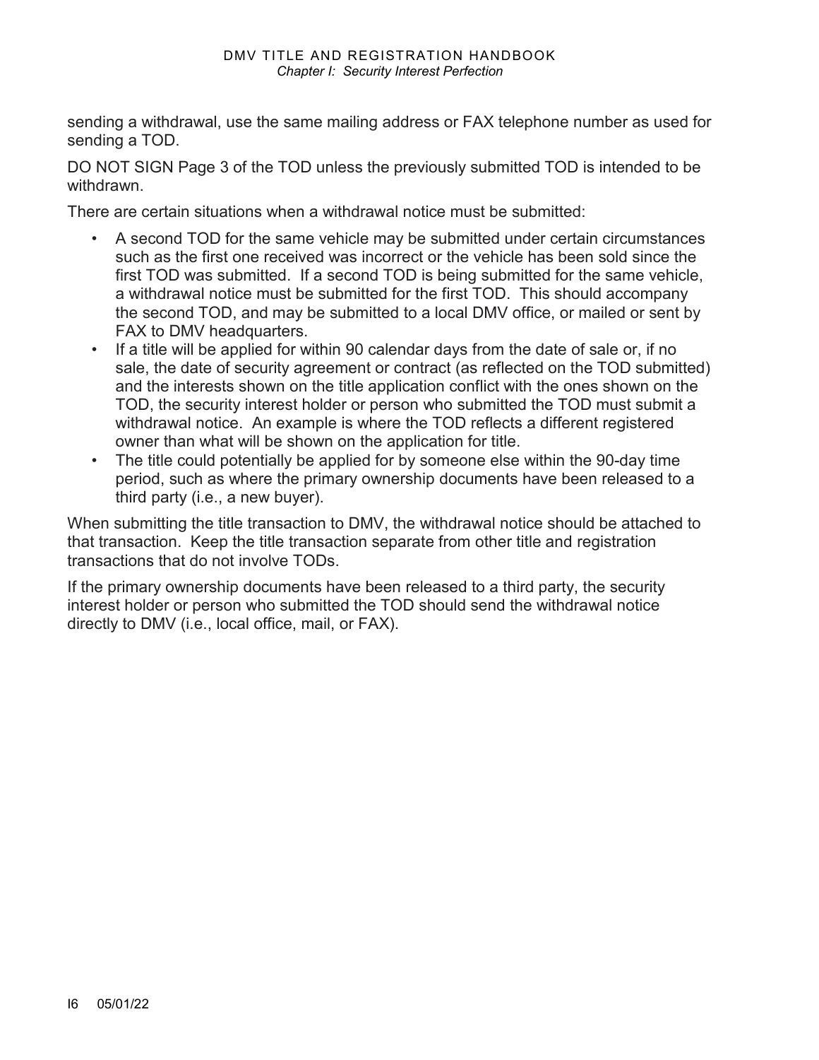sending a withdrawal, use the same mailing address or FAX telephone number as used for sending a TOD.

DO NOT SIGN Page 3 of the TOD unless the previously submitted TOD is intended to be withdrawn.

There are certain situations when a withdrawal notice must be submitted:

- A second TOD for the same vehicle may be submitted under certain circumstances such as the first one received was incorrect or the vehicle has been sold since the first TOD was submitted. If a second TOD is being submitted for the same vehicle, a withdrawal notice must be submitted for the first TOD. This should accompany the second TOD, and may be submitted to a local DMV office, or mailed or sent by FAX to DMV headquarters.
- If a title will be applied for within 90 calendar days from the date of sale or, if no sale, the date of security agreement or contract (as reflected on the TOD submitted) and the interests shown on the title application conflict with the ones shown on the TOD, the security interest holder or person who submitted the TOD must submit a withdrawal notice. An example is where the TOD reflects a different registered owner than what will be shown on the application for title.
- The title could potentially be applied for by someone else within the 90-day time period, such as where the primary ownership documents have been released to a third party (i.e., a new buyer).

When submitting the title transaction to DMV, the withdrawal notice should be attached to that transaction. Keep the title transaction separate from other title and registration transactions that do not involve TODs.

If the primary ownership documents have been released to a third party, the security interest holder or person who submitted the TOD should send the withdrawal notice directly to DMV (i.e., local office, mail, or FAX).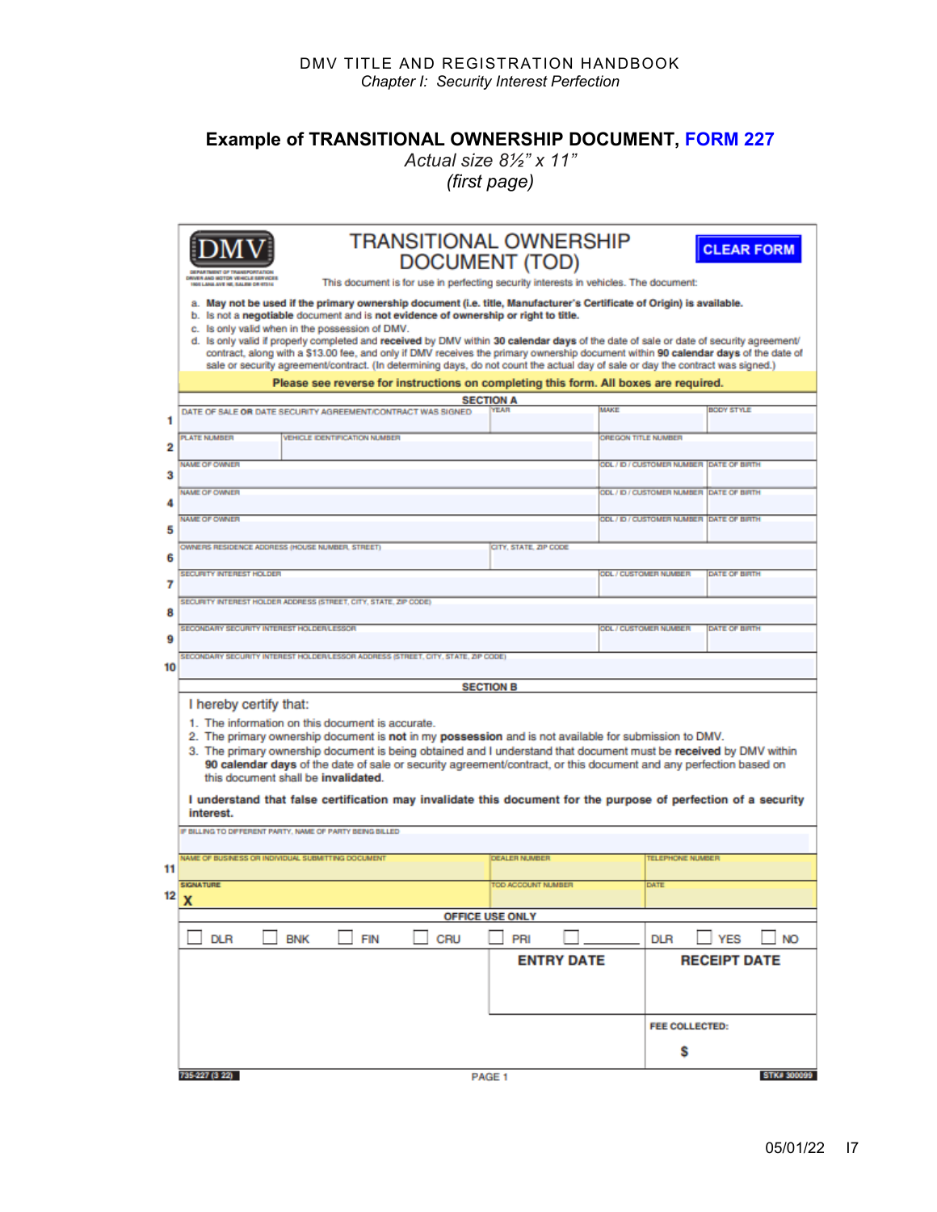## Example of TRANSITIONAL OWNERSHIP DOCUMENT, FORM 227

*Actual size 8½" x 11"*
*(first page)*

DMV
DEPARTMENT OF TRANSPORTATION
DRIVER AND MOTOR VEHICLE SERVICES
1905 LANA AVE NE, SALEM OR 97314

# TRANSITIONAL OWNERSHIP DOCUMENT (TOD)

CLEAR FORM

This document is for use in perfecting security interests in vehicles. The document:

a. **May not be used if the primary ownership document (i.e. title, Manufacturer's Certificate of Origin) is available.**
b. Is not a **negotiable** document and is **not evidence of ownership** or **right to title.**
c. Is only valid when in the possession of DMV.
d. Is only valid if properly completed and **received** by DMV within **30 calendar days** of the date of sale or date of security agreement/contract, along with a $13.00 fee, and only if DMV receives the primary ownership document within **90 calendar days** of the date of sale or security agreement/contract. (In determining days, do not count the actual day of sale or day the contract was signed.)

**Please see reverse for instructions on completing this form. All boxes are required.**

### SECTION A

| # | | | | |
|---|---|---|---|---|
| 1 | DATE OF SALE OR DATE SECURITY AGREEMENT/CONTRACT WAS SIGNED | YEAR | MAKE | BODY STYLE |
| 2 | PLATE NUMBER / VEHICLE IDENTIFICATION NUMBER | | OREGON TITLE NUMBER | |
| 3 | NAME OF OWNER | | ODL / ID / CUSTOMER NUMBER | DATE OF BIRTH |
| 4 | NAME OF OWNER | | ODL / ID / CUSTOMER NUMBER | DATE OF BIRTH |
| 5 | NAME OF OWNER | | ODL / ID / CUSTOMER NUMBER | DATE OF BIRTH |
| 6 | OWNERS RESIDENCE ADDRESS (HOUSE NUMBER, STREET) | CITY, STATE, ZIP CODE | | |
| 7 | SECURITY INTEREST HOLDER | | ODL / CUSTOMER NUMBER | DATE OF BIRTH |
| 8 | SECURITY INTEREST HOLDER ADDRESS (STREET, CITY, STATE, ZIP CODE) | | | |
| 9 | SECONDARY SECURITY INTEREST HOLDER/LESSOR | | ODL / CUSTOMER NUMBER | DATE OF BIRTH |
| 10 | SECONDARY SECURITY INTEREST HOLDER/LESSOR ADDRESS (STREET, CITY, STATE, ZIP CODE) | | | |

### SECTION B

I hereby certify that:

1. The information on this document is accurate.
2. The primary ownership document is **not** in my **possession** and is not available for submission to DMV.
3. The primary ownership document is being obtained and I understand that document must be **received** by DMV within **90 calendar days** of the date of sale or security agreement/contract, or this document and any perfection based on this document shall be **invalidated.**

**I understand that false certification may invalidate this document for the purpose of perfection of a security interest.**

IF BILLING TO DIFFERENT PARTY, NAME OF PARTY BEING BILLED

| # | | | |
|---|---|---|---|
| 11 | NAME OF BUSINESS OR INDIVIDUAL SUBMITTING DOCUMENT | DEALER NUMBER | TELEPHONE NUMBER |
| 12 | SIGNATURE X | TOD ACCOUNT NUMBER | DATE |

### OFFICE USE ONLY

☐ DLR ☐ BNK ☐ FIN ☐ CRU ☐ PRI ☐ ______ DLR ☐ YES ☐ NO

**ENTRY DATE** **RECEIPT DATE**

**FEE COLLECTED:** **$**

735-227 (3 22) PAGE 1 STK# 300099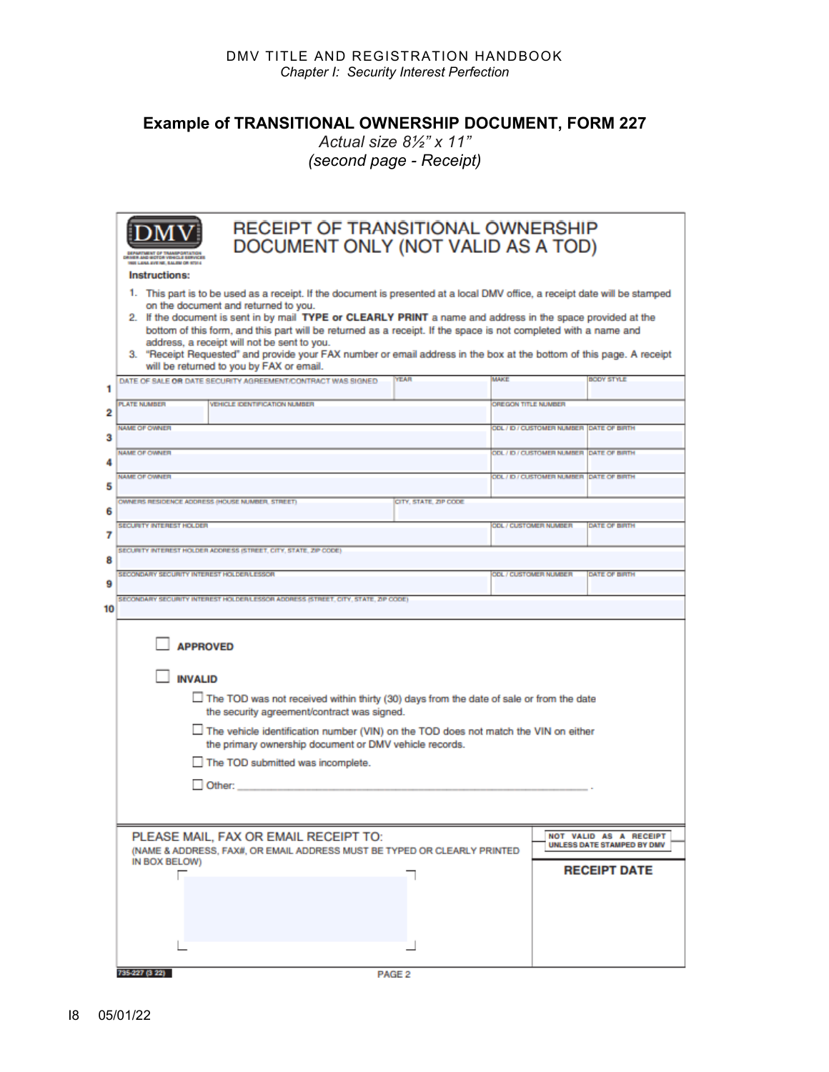## Example of TRANSITIONAL OWNERSHIP DOCUMENT, FORM 227

*Actual size 8½" x 11"*
*(second page - Receipt)*

DMV
DEPARTMENT OF TRANSPORTATION
DRIVER AND MOTOR VEHICLE SERVICES
1905 LANA AVE NE, SALEM OR 97314

# RECEIPT OF TRANSITIONAL OWNERSHIP DOCUMENT ONLY (NOT VALID AS A TOD)

**Instructions:**

1. This part is to be used as a receipt. If the document is presented at a local DMV office, a receipt date will be stamped on the document and returned to you.
2. If the document is sent in by mail **TYPE or CLEARLY PRINT** a name and address in the space provided at the bottom of this form, and this part will be returned as a receipt. If the space is not completed with a name and address, a receipt will not be sent to you.
3. "Receipt Requested" and provide your FAX number or email address in the box at the bottom of this page. A receipt will be returned to you by FAX or email.

| # | | | | |
|---|---|---|---|---|
| 1 | DATE OF SALE **OR** DATE SECURITY AGREEMENT/CONTRACT WAS SIGNED | YEAR | MAKE | BODY STYLE |
| 2 | PLATE NUMBER / VEHICLE IDENTIFICATION NUMBER | | OREGON TITLE NUMBER | |
| 3 | NAME OF OWNER | | ODL / ID / CUSTOMER NUMBER | DATE OF BIRTH |
| 4 | NAME OF OWNER | | ODL / ID / CUSTOMER NUMBER | DATE OF BIRTH |
| 5 | NAME OF OWNER | | ODL / ID / CUSTOMER NUMBER | DATE OF BIRTH |
| 6 | OWNERS RESIDENCE ADDRESS (HOUSE NUMBER, STREET) | CITY, STATE, ZIP CODE | | |
| 7 | SECURITY INTEREST HOLDER | | ODL / CUSTOMER NUMBER | DATE OF BIRTH |
| 8 | SECURITY INTEREST HOLDER ADDRESS (STREET, CITY, STATE, ZIP CODE) | | | |
| 9 | SECONDARY SECURITY INTEREST HOLDER/LESSOR | | ODL / CUSTOMER NUMBER | DATE OF BIRTH |
| 10 | SECONDARY SECURITY INTEREST HOLDER/LESSOR ADDRESS (STREET, CITY, STATE, ZIP CODE) | | | |

☐ **APPROVED**

☐ **INVALID**

- ☐ The TOD was not received within thirty (30) days from the date of sale or from the date the security agreement/contract was signed.
- ☐ The vehicle identification number (VIN) on the TOD does not match the VIN on either the primary ownership document or DMV vehicle records.
- ☐ The TOD submitted was incomplete.
- ☐ Other: ______________________________ .

PLEASE MAIL, FAX OR EMAIL RECEIPT TO:
(NAME & ADDRESS, FAX#, OR EMAIL ADDRESS MUST BE TYPED OR CLEARLY PRINTED IN BOX BELOW)

**NOT VALID AS A RECEIPT UNLESS DATE STAMPED BY DMV**

**RECEIPT DATE**

735-227 (3 22)

PAGE 2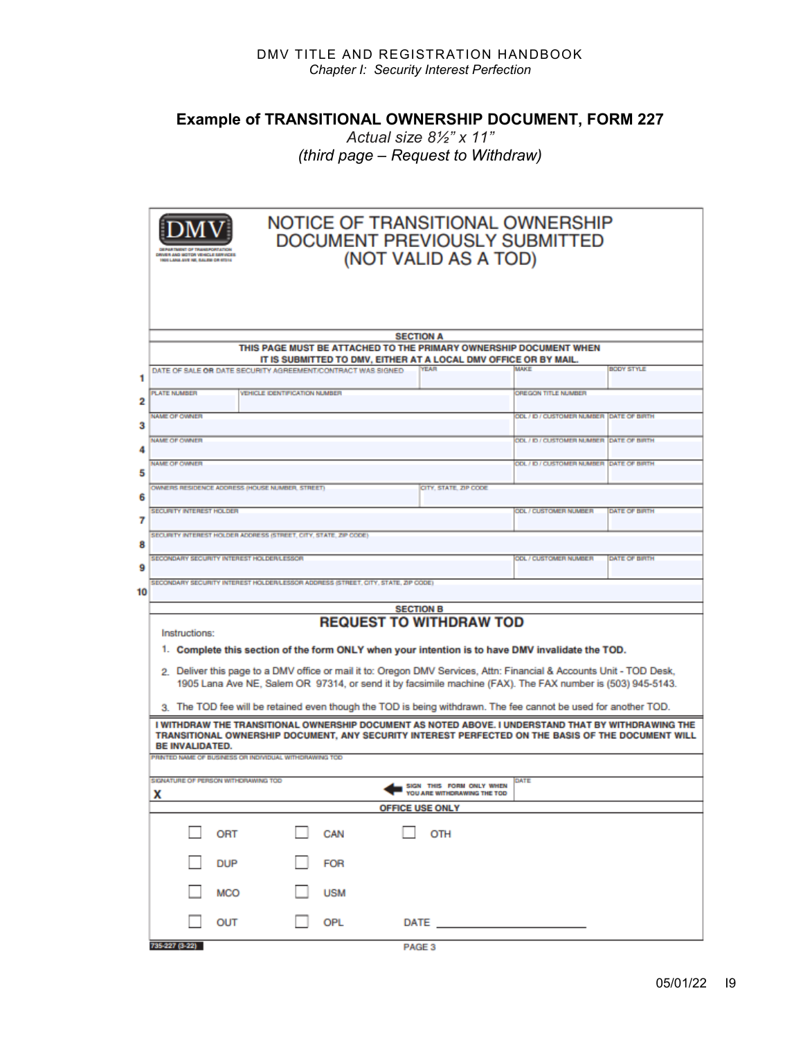## Example of TRANSITIONAL OWNERSHIP DOCUMENT, FORM 227

*Actual size 8½" x 11"*
*(third page – Request to Withdraw)*

DMV
DEPARTMENT OF TRANSPORTATION
DRIVER AND MOTOR VEHICLE SERVICES
1905 LANA AVE NE, SALEM OR 97314

# NOTICE OF TRANSITIONAL OWNERSHIP DOCUMENT PREVIOUSLY SUBMITTED (NOT VALID AS A TOD)

**SECTION A**

**THIS PAGE MUST BE ATTACHED TO THE PRIMARY OWNERSHIP DOCUMENT WHEN IT IS SUBMITTED TO DMV, EITHER AT A LOCAL DMV OFFICE OR BY MAIL.**

| # | Field | Field | Field | Field |
|---|---|---|---|---|
| 1 | DATE OF SALE **OR** DATE SECURITY AGREEMENT/CONTRACT WAS SIGNED | YEAR | MAKE | BODY STYLE |
| 2 | PLATE NUMBER | VEHICLE IDENTIFICATION NUMBER | OREGON TITLE NUMBER | |
| 3 | NAME OF OWNER | | ODL / ID / CUSTOMER NUMBER | DATE OF BIRTH |
| 4 | NAME OF OWNER | | ODL / ID / CUSTOMER NUMBER | DATE OF BIRTH |
| 5 | NAME OF OWNER | | ODL / ID / CUSTOMER NUMBER | DATE OF BIRTH |
| 6 | OWNERS RESIDENCE ADDRESS (HOUSE NUMBER, STREET) | CITY, STATE, ZIP CODE | | |
| 7 | SECURITY INTEREST HOLDER | | ODL / CUSTOMER NUMBER | DATE OF BIRTH |
| 8 | SECURITY INTEREST HOLDER ADDRESS (STREET, CITY, STATE, ZIP CODE) | | | |
| 9 | SECONDARY SECURITY INTEREST HOLDER/LESSOR | | ODL / CUSTOMER NUMBER | DATE OF BIRTH |
| 10 | SECONDARY SECURITY INTEREST HOLDER/LESSOR ADDRESS (STREET, CITY, STATE, ZIP CODE) | | | |

**SECTION B**

## REQUEST TO WITHDRAW TOD

Instructions:

1. **Complete this section of the form ONLY when your intention is to have DMV invalidate the TOD.**
2. Deliver this page to a DMV office or mail it to: Oregon DMV Services, Attn: Financial & Accounts Unit - TOD Desk, 1905 Lana Ave NE, Salem OR 97314, or send it by facsimile machine (FAX). The FAX number is (503) 945-5143.
3. The TOD fee will be retained even though the TOD is being withdrawn. The fee cannot be used for another TOD.

**I WITHDRAW THE TRANSITIONAL OWNERSHIP DOCUMENT AS NOTED ABOVE. I UNDERSTAND THAT BY WITHDRAWING THE TRANSITIONAL OWNERSHIP DOCUMENT, ANY SECURITY INTEREST PERFECTED ON THE BASIS OF THE DOCUMENT WILL BE INVALIDATED.**

PRINTED NAME OF BUSINESS OR INDIVIDUAL WITHDRAWING TOD

SIGNATURE OF PERSON WITHDRAWING TOD
**X** ← SIGN THIS FORM ONLY WHEN YOU ARE WITHDRAWING THE TOD | DATE

**OFFICE USE ONLY**

| | | |
|---|---|---|
| ☐ ORT | ☐ CAN | ☐ OTH |
| ☐ DUP | ☐ FOR | |
| ☐ MCO | ☐ USM | |
| ☐ OUT | ☐ OPL | DATE ______________ |

735-227 (3-22) PAGE 3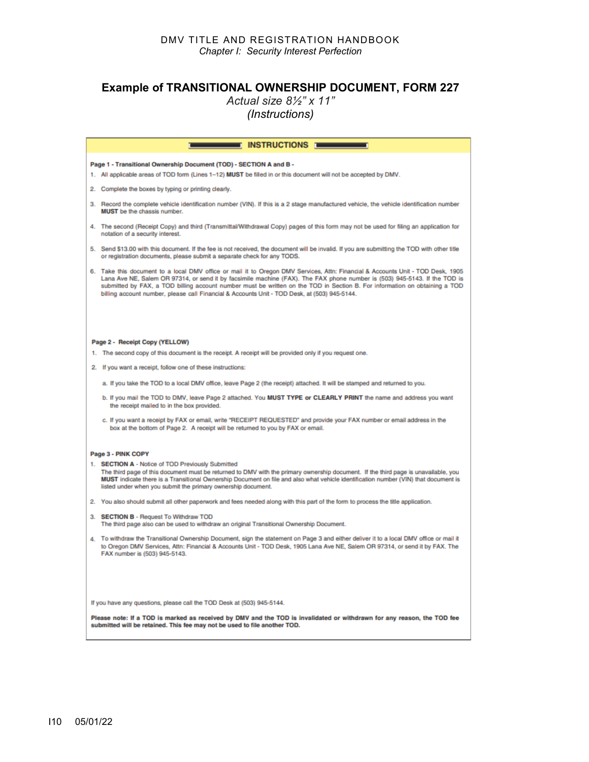## Example of TRANSITIONAL OWNERSHIP DOCUMENT, FORM 227

*Actual size 8½" x 11"*
*(Instructions)*

### INSTRUCTIONS

**Page 1 - Transitional Ownership Document (TOD) - SECTION A and B -**

1. All applicable areas of TOD form (Lines 1–12) **MUST** be filled in or this document will not be accepted by DMV.
2. Complete the boxes by typing or printing clearly.
3. Record the complete vehicle identification number (VIN). If this is a 2 stage manufactured vehicle, the vehicle identification number **MUST** be the chassis number.
4. The second (Receipt Copy) and third (Transmittal/Withdrawal Copy) pages of this form may not be used for filing an application for notation of a security interest.
5. Send $13.00 with this document. If the fee is not received, the document will be invalid. If you are submitting the TOD with other title or registration documents, please submit a separate check for any TODS.
6. Take this document to a local DMV office or mail it to Oregon DMV Services, Attn: Financial & Accounts Unit - TOD Desk, 1905 Lana Ave NE, Salem OR 97314, or send it by facsimile machine (FAX). The FAX phone number is (503) 945-5143. If the TOD is submitted by FAX, a TOD billing account number must be written on the TOD in Section B. For information on obtaining a TOD billing account number, please call Financial & Accounts Unit - TOD Desk, at (503) 945-5144.

**Page 2 - Receipt Copy (YELLOW)**

1. The second copy of this document is the receipt. A receipt will be provided only if you request one.
2. If you want a receipt, follow one of these instructions:
   a. If you take the TOD to a local DMV office, leave Page 2 (the receipt) attached. It will be stamped and returned to you.
   b. If you mail the TOD to DMV, leave Page 2 attached. You **MUST TYPE or CLEARLY PRINT** the name and address you want the receipt mailed to in the box provided.
   c. If you want a receipt by FAX or email, write "RECEIPT REQUESTED" and provide your FAX number or email address in the box at the bottom of Page 2. A receipt will be returned to you by FAX or email.

**Page 3 - PINK COPY**

1. **SECTION A** - Notice of TOD Previously Submitted
   The third page of this document must be returned to DMV with the primary ownership document. If the third page is unavailable, you **MUST** indicate there is a Transitional Ownership Document on file and also what vehicle identification number (VIN) that document is listed under when you submit the primary ownership document.
2. You also should submit all other paperwork and fees needed along with this part of the form to process the title application.
3. **SECTION B** - Request To Withdraw TOD
   The third page also can be used to withdraw an original Transitional Ownership Document.
4. To withdraw the Transitional Ownership Document, sign the statement on Page 3 and either deliver it to a local DMV office or mail it to Oregon DMV Services, Attn: Financial & Accounts Unit - TOD Desk, 1905 Lana Ave NE, Salem OR 97314, or send it by FAX. The FAX number is (503) 945-5143.

If you have any questions, please call the TOD Desk at (503) 945-5144.

**Please note: If a TOD is marked as received by DMV and the TOD is invalidated or withdrawn for any reason, the TOD fee submitted will be retained. This fee may not be used to file another TOD.**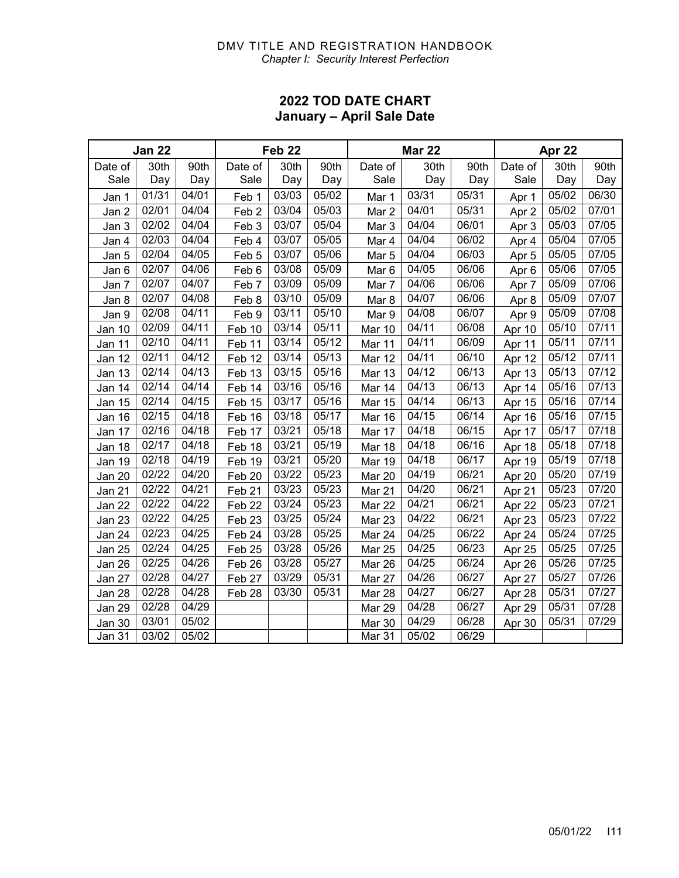## 2022 TOD DATE CHART
## January – April Sale Date

| Jan 22 | | | Feb 22 | | | Mar 22 | | | Apr 22 | | |
|---|---|---|---|---|---|---|---|---|---|---|---|
| Date of Sale | 30th Day | 90th Day | Date of Sale | 30th Day | 90th Day | Date of Sale | 30th Day | 90th Day | Date of Sale | 30th Day | 90th Day |
| Jan 1 | 01/31 | 04/01 | Feb 1 | 03/03 | 05/02 | Mar 1 | 03/31 | 05/31 | Apr 1 | 05/02 | 06/30 |
| Jan 2 | 02/01 | 04/04 | Feb 2 | 03/04 | 05/03 | Mar 2 | 04/01 | 05/31 | Apr 2 | 05/02 | 07/01 |
| Jan 3 | 02/02 | 04/04 | Feb 3 | 03/07 | 05/04 | Mar 3 | 04/04 | 06/01 | Apr 3 | 05/03 | 07/05 |
| Jan 4 | 02/03 | 04/04 | Feb 4 | 03/07 | 05/05 | Mar 4 | 04/04 | 06/02 | Apr 4 | 05/04 | 07/05 |
| Jan 5 | 02/04 | 04/05 | Feb 5 | 03/07 | 05/06 | Mar 5 | 04/04 | 06/03 | Apr 5 | 05/05 | 07/05 |
| Jan 6 | 02/07 | 04/06 | Feb 6 | 03/08 | 05/09 | Mar 6 | 04/05 | 06/06 | Apr 6 | 05/06 | 07/05 |
| Jan 7 | 02/07 | 04/07 | Feb 7 | 03/09 | 05/09 | Mar 7 | 04/06 | 06/06 | Apr 7 | 05/09 | 07/06 |
| Jan 8 | 02/07 | 04/08 | Feb 8 | 03/10 | 05/09 | Mar 8 | 04/07 | 06/06 | Apr 8 | 05/09 | 07/07 |
| Jan 9 | 02/08 | 04/11 | Feb 9 | 03/11 | 05/10 | Mar 9 | 04/08 | 06/07 | Apr 9 | 05/09 | 07/08 |
| Jan 10 | 02/09 | 04/11 | Feb 10 | 03/14 | 05/11 | Mar 10 | 04/11 | 06/08 | Apr 10 | 05/10 | 07/11 |
| Jan 11 | 02/10 | 04/11 | Feb 11 | 03/14 | 05/12 | Mar 11 | 04/11 | 06/09 | Apr 11 | 05/11 | 07/11 |
| Jan 12 | 02/11 | 04/12 | Feb 12 | 03/14 | 05/13 | Mar 12 | 04/11 | 06/10 | Apr 12 | 05/12 | 07/11 |
| Jan 13 | 02/14 | 04/13 | Feb 13 | 03/15 | 05/16 | Mar 13 | 04/12 | 06/13 | Apr 13 | 05/13 | 07/12 |
| Jan 14 | 02/14 | 04/14 | Feb 14 | 03/16 | 05/16 | Mar 14 | 04/13 | 06/13 | Apr 14 | 05/16 | 07/13 |
| Jan 15 | 02/14 | 04/15 | Feb 15 | 03/17 | 05/16 | Mar 15 | 04/14 | 06/13 | Apr 15 | 05/16 | 07/14 |
| Jan 16 | 02/15 | 04/18 | Feb 16 | 03/18 | 05/17 | Mar 16 | 04/15 | 06/14 | Apr 16 | 05/16 | 07/15 |
| Jan 17 | 02/16 | 04/18 | Feb 17 | 03/21 | 05/18 | Mar 17 | 04/18 | 06/15 | Apr 17 | 05/17 | 07/18 |
| Jan 18 | 02/17 | 04/18 | Feb 18 | 03/21 | 05/19 | Mar 18 | 04/18 | 06/16 | Apr 18 | 05/18 | 07/18 |
| Jan 19 | 02/18 | 04/19 | Feb 19 | 03/21 | 05/20 | Mar 19 | 04/18 | 06/17 | Apr 19 | 05/19 | 07/18 |
| Jan 20 | 02/22 | 04/20 | Feb 20 | 03/22 | 05/23 | Mar 20 | 04/19 | 06/21 | Apr 20 | 05/20 | 07/19 |
| Jan 21 | 02/22 | 04/21 | Feb 21 | 03/23 | 05/23 | Mar 21 | 04/20 | 06/21 | Apr 21 | 05/23 | 07/20 |
| Jan 22 | 02/22 | 04/22 | Feb 22 | 03/24 | 05/23 | Mar 22 | 04/21 | 06/21 | Apr 22 | 05/23 | 07/21 |
| Jan 23 | 02/22 | 04/25 | Feb 23 | 03/25 | 05/24 | Mar 23 | 04/22 | 06/21 | Apr 23 | 05/23 | 07/22 |
| Jan 24 | 02/23 | 04/25 | Feb 24 | 03/28 | 05/25 | Mar 24 | 04/25 | 06/22 | Apr 24 | 05/24 | 07/25 |
| Jan 25 | 02/24 | 04/25 | Feb 25 | 03/28 | 05/26 | Mar 25 | 04/25 | 06/23 | Apr 25 | 05/25 | 07/25 |
| Jan 26 | 02/25 | 04/26 | Feb 26 | 03/28 | 05/27 | Mar 26 | 04/25 | 06/24 | Apr 26 | 05/26 | 07/25 |
| Jan 27 | 02/28 | 04/27 | Feb 27 | 03/29 | 05/31 | Mar 27 | 04/26 | 06/27 | Apr 27 | 05/27 | 07/26 |
| Jan 28 | 02/28 | 04/28 | Feb 28 | 03/30 | 05/31 | Mar 28 | 04/27 | 06/27 | Apr 28 | 05/31 | 07/27 |
| Jan 29 | 02/28 | 04/29 | | | | Mar 29 | 04/28 | 06/27 | Apr 29 | 05/31 | 07/28 |
| Jan 30 | 03/01 | 05/02 | | | | Mar 30 | 04/29 | 06/28 | Apr 30 | 05/31 | 07/29 |
| Jan 31 | 03/02 | 05/02 | | | | Mar 31 | 05/02 | 06/29 | | | |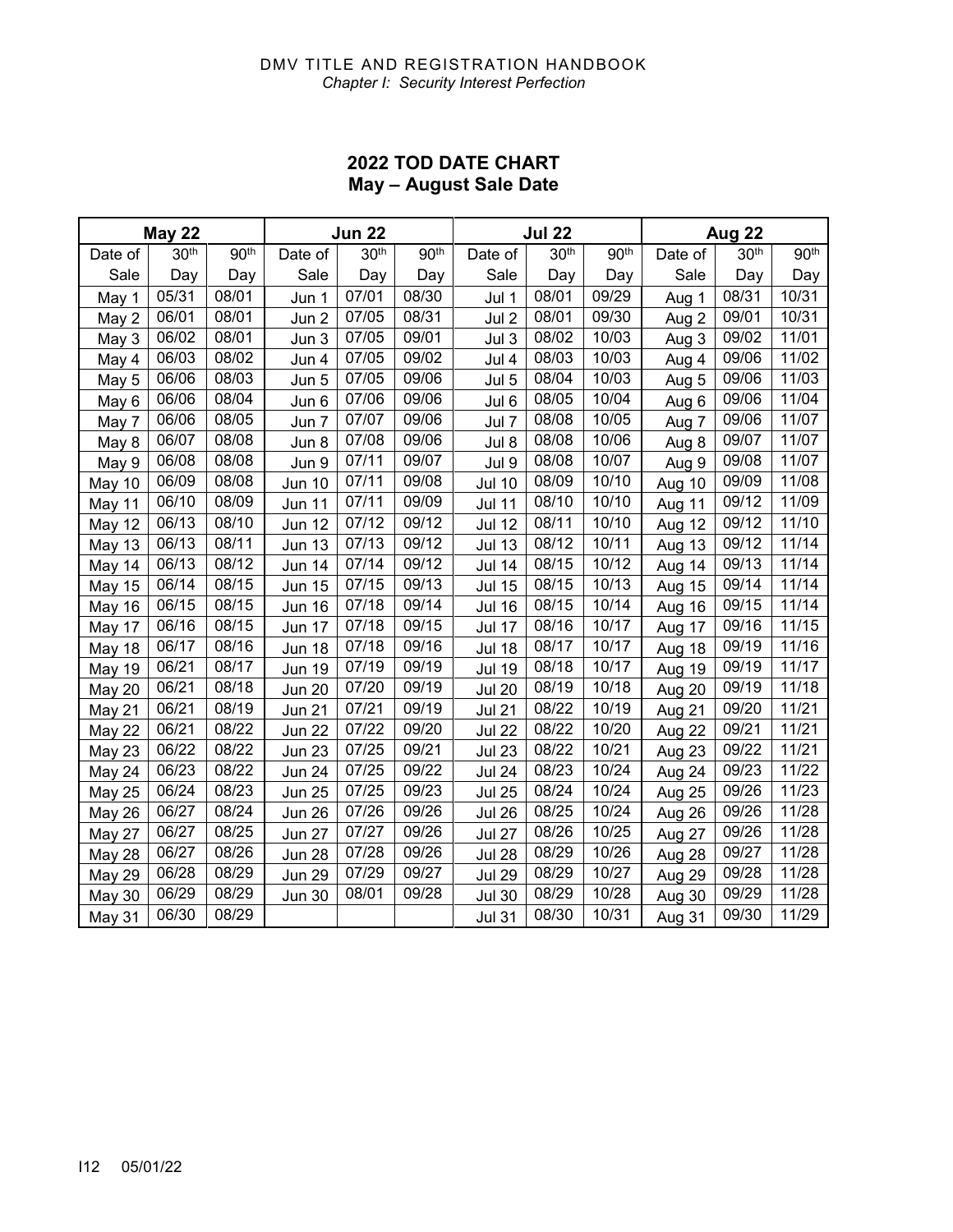## 2022 TOD DATE CHART
## May – August Sale Date

| May 22 | | | Jun 22 | | | Jul 22 | | | Aug 22 | | |
|---|---|---|---|---|---|---|---|---|---|---|---|
| Date of Sale | 30th Day | 90th Day | Date of Sale | 30th Day | 90th Day | Date of Sale | 30th Day | 90th Day | Date of Sale | 30th Day | 90th Day |
| May 1 | 05/31 | 08/01 | Jun 1 | 07/01 | 08/30 | Jul 1 | 08/01 | 09/29 | Aug 1 | 08/31 | 10/31 |
| May 2 | 06/01 | 08/01 | Jun 2 | 07/05 | 08/31 | Jul 2 | 08/01 | 09/30 | Aug 2 | 09/01 | 10/31 |
| May 3 | 06/02 | 08/01 | Jun 3 | 07/05 | 09/01 | Jul 3 | 08/02 | 10/03 | Aug 3 | 09/02 | 11/01 |
| May 4 | 06/03 | 08/02 | Jun 4 | 07/05 | 09/02 | Jul 4 | 08/03 | 10/03 | Aug 4 | 09/06 | 11/02 |
| May 5 | 06/06 | 08/03 | Jun 5 | 07/05 | 09/06 | Jul 5 | 08/04 | 10/03 | Aug 5 | 09/06 | 11/03 |
| May 6 | 06/06 | 08/04 | Jun 6 | 07/06 | 09/06 | Jul 6 | 08/05 | 10/04 | Aug 6 | 09/06 | 11/04 |
| May 7 | 06/06 | 08/05 | Jun 7 | 07/07 | 09/06 | Jul 7 | 08/08 | 10/05 | Aug 7 | 09/06 | 11/07 |
| May 8 | 06/07 | 08/08 | Jun 8 | 07/08 | 09/06 | Jul 8 | 08/08 | 10/06 | Aug 8 | 09/07 | 11/07 |
| May 9 | 06/08 | 08/08 | Jun 9 | 07/11 | 09/07 | Jul 9 | 08/08 | 10/07 | Aug 9 | 09/08 | 11/07 |
| May 10 | 06/09 | 08/08 | Jun 10 | 07/11 | 09/08 | Jul 10 | 08/09 | 10/10 | Aug 10 | 09/09 | 11/08 |
| May 11 | 06/10 | 08/09 | Jun 11 | 07/11 | 09/09 | Jul 11 | 08/10 | 10/10 | Aug 11 | 09/12 | 11/09 |
| May 12 | 06/13 | 08/10 | Jun 12 | 07/12 | 09/12 | Jul 12 | 08/11 | 10/10 | Aug 12 | 09/12 | 11/10 |
| May 13 | 06/13 | 08/11 | Jun 13 | 07/13 | 09/12 | Jul 13 | 08/12 | 10/11 | Aug 13 | 09/12 | 11/14 |
| May 14 | 06/13 | 08/12 | Jun 14 | 07/14 | 09/12 | Jul 14 | 08/15 | 10/12 | Aug 14 | 09/13 | 11/14 |
| May 15 | 06/14 | 08/15 | Jun 15 | 07/15 | 09/13 | Jul 15 | 08/15 | 10/13 | Aug 15 | 09/14 | 11/14 |
| May 16 | 06/15 | 08/15 | Jun 16 | 07/18 | 09/14 | Jul 16 | 08/15 | 10/14 | Aug 16 | 09/15 | 11/14 |
| May 17 | 06/16 | 08/15 | Jun 17 | 07/18 | 09/15 | Jul 17 | 08/16 | 10/17 | Aug 17 | 09/16 | 11/15 |
| May 18 | 06/17 | 08/16 | Jun 18 | 07/18 | 09/16 | Jul 18 | 08/17 | 10/17 | Aug 18 | 09/19 | 11/16 |
| May 19 | 06/21 | 08/17 | Jun 19 | 07/19 | 09/19 | Jul 19 | 08/18 | 10/17 | Aug 19 | 09/19 | 11/17 |
| May 20 | 06/21 | 08/18 | Jun 20 | 07/20 | 09/19 | Jul 20 | 08/19 | 10/18 | Aug 20 | 09/19 | 11/18 |
| May 21 | 06/21 | 08/19 | Jun 21 | 07/21 | 09/19 | Jul 21 | 08/22 | 10/19 | Aug 21 | 09/20 | 11/21 |
| May 22 | 06/21 | 08/22 | Jun 22 | 07/22 | 09/20 | Jul 22 | 08/22 | 10/20 | Aug 22 | 09/21 | 11/21 |
| May 23 | 06/22 | 08/22 | Jun 23 | 07/25 | 09/21 | Jul 23 | 08/22 | 10/21 | Aug 23 | 09/22 | 11/21 |
| May 24 | 06/23 | 08/22 | Jun 24 | 07/25 | 09/22 | Jul 24 | 08/23 | 10/24 | Aug 24 | 09/23 | 11/22 |
| May 25 | 06/24 | 08/23 | Jun 25 | 07/25 | 09/23 | Jul 25 | 08/24 | 10/24 | Aug 25 | 09/26 | 11/23 |
| May 26 | 06/27 | 08/24 | Jun 26 | 07/26 | 09/26 | Jul 26 | 08/25 | 10/24 | Aug 26 | 09/26 | 11/28 |
| May 27 | 06/27 | 08/25 | Jun 27 | 07/27 | 09/26 | Jul 27 | 08/26 | 10/25 | Aug 27 | 09/26 | 11/28 |
| May 28 | 06/27 | 08/26 | Jun 28 | 07/28 | 09/26 | Jul 28 | 08/29 | 10/26 | Aug 28 | 09/27 | 11/28 |
| May 29 | 06/28 | 08/29 | Jun 29 | 07/29 | 09/27 | Jul 29 | 08/29 | 10/27 | Aug 29 | 09/28 | 11/28 |
| May 30 | 06/29 | 08/29 | Jun 30 | 08/01 | 09/28 | Jul 30 | 08/29 | 10/28 | Aug 30 | 09/29 | 11/28 |
| May 31 | 06/30 | 08/29 | | | | Jul 31 | 08/30 | 10/31 | Aug 31 | 09/30 | 11/29 |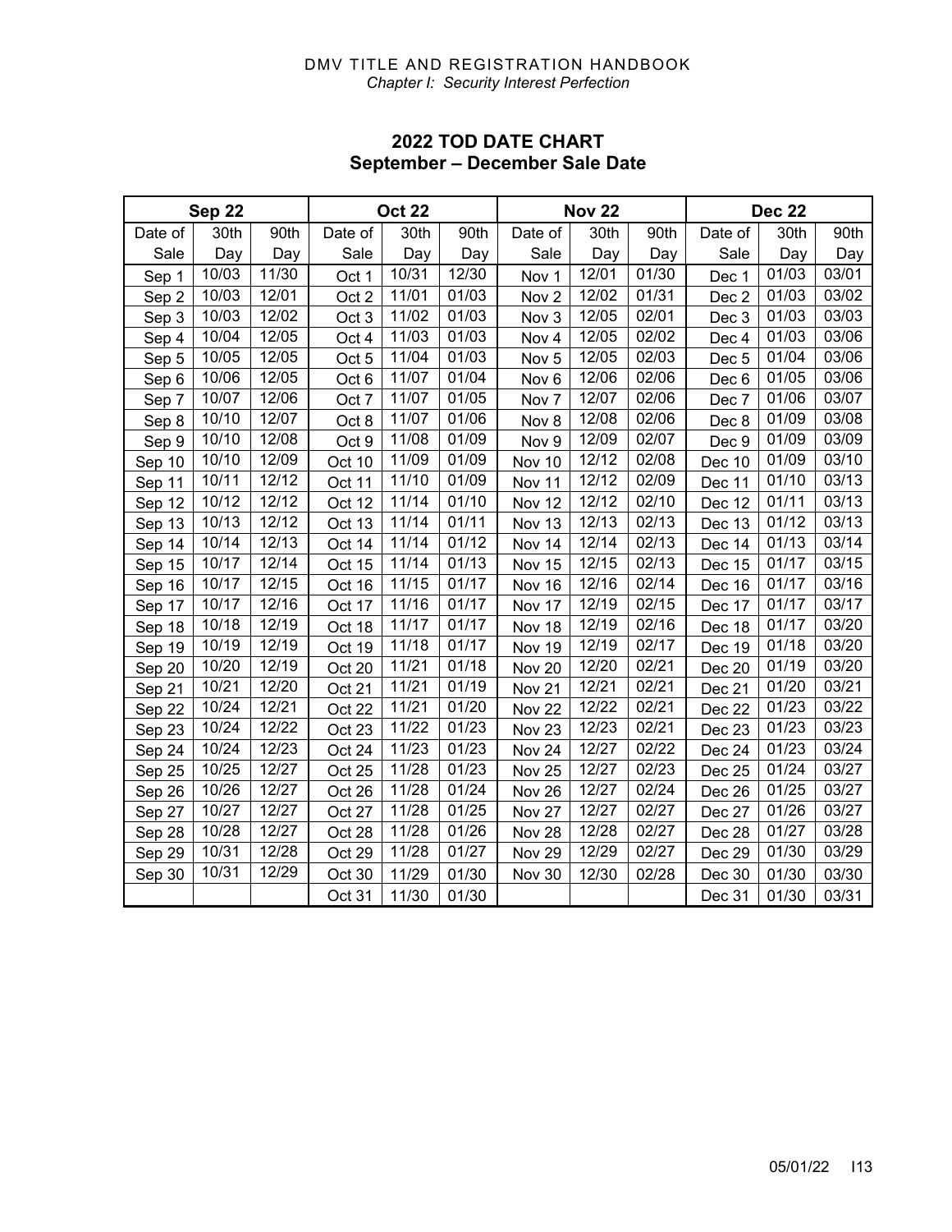## 2022 TOD DATE CHART
## September – December Sale Date

| Sep 22 | | | Oct 22 | | | Nov 22 | | | Dec 22 | | |
|---|---|---|---|---|---|---|---|---|---|---|---|
| Date of Sale | 30th Day | 90th Day | Date of Sale | 30th Day | 90th Day | Date of Sale | 30th Day | 90th Day | Date of Sale | 30th Day | 90th Day |
| Sep 1 | 10/03 | 11/30 | Oct 1 | 10/31 | 12/30 | Nov 1 | 12/01 | 01/30 | Dec 1 | 01/03 | 03/01 |
| Sep 2 | 10/03 | 12/01 | Oct 2 | 11/01 | 01/03 | Nov 2 | 12/02 | 01/31 | Dec 2 | 01/03 | 03/02 |
| Sep 3 | 10/03 | 12/02 | Oct 3 | 11/02 | 01/03 | Nov 3 | 12/05 | 02/01 | Dec 3 | 01/03 | 03/03 |
| Sep 4 | 10/04 | 12/05 | Oct 4 | 11/03 | 01/03 | Nov 4 | 12/05 | 02/02 | Dec 4 | 01/03 | 03/06 |
| Sep 5 | 10/05 | 12/05 | Oct 5 | 11/04 | 01/03 | Nov 5 | 12/05 | 02/03 | Dec 5 | 01/04 | 03/06 |
| Sep 6 | 10/06 | 12/05 | Oct 6 | 11/07 | 01/04 | Nov 6 | 12/06 | 02/06 | Dec 6 | 01/05 | 03/06 |
| Sep 7 | 10/07 | 12/06 | Oct 7 | 11/07 | 01/05 | Nov 7 | 12/07 | 02/06 | Dec 7 | 01/06 | 03/07 |
| Sep 8 | 10/10 | 12/07 | Oct 8 | 11/07 | 01/06 | Nov 8 | 12/08 | 02/06 | Dec 8 | 01/09 | 03/08 |
| Sep 9 | 10/10 | 12/08 | Oct 9 | 11/08 | 01/09 | Nov 9 | 12/09 | 02/07 | Dec 9 | 01/09 | 03/09 |
| Sep 10 | 10/10 | 12/09 | Oct 10 | 11/09 | 01/09 | Nov 10 | 12/12 | 02/08 | Dec 10 | 01/09 | 03/10 |
| Sep 11 | 10/11 | 12/12 | Oct 11 | 11/10 | 01/09 | Nov 11 | 12/12 | 02/09 | Dec 11 | 01/10 | 03/13 |
| Sep 12 | 10/12 | 12/12 | Oct 12 | 11/14 | 01/10 | Nov 12 | 12/12 | 02/10 | Dec 12 | 01/11 | 03/13 |
| Sep 13 | 10/13 | 12/12 | Oct 13 | 11/14 | 01/11 | Nov 13 | 12/13 | 02/13 | Dec 13 | 01/12 | 03/13 |
| Sep 14 | 10/14 | 12/13 | Oct 14 | 11/14 | 01/12 | Nov 14 | 12/14 | 02/13 | Dec 14 | 01/13 | 03/14 |
| Sep 15 | 10/17 | 12/14 | Oct 15 | 11/14 | 01/13 | Nov 15 | 12/15 | 02/13 | Dec 15 | 01/17 | 03/15 |
| Sep 16 | 10/17 | 12/15 | Oct 16 | 11/15 | 01/17 | Nov 16 | 12/16 | 02/14 | Dec 16 | 01/17 | 03/16 |
| Sep 17 | 10/17 | 12/16 | Oct 17 | 11/16 | 01/17 | Nov 17 | 12/19 | 02/15 | Dec 17 | 01/17 | 03/17 |
| Sep 18 | 10/18 | 12/19 | Oct 18 | 11/17 | 01/17 | Nov 18 | 12/19 | 02/16 | Dec 18 | 01/17 | 03/20 |
| Sep 19 | 10/19 | 12/19 | Oct 19 | 11/18 | 01/17 | Nov 19 | 12/19 | 02/17 | Dec 19 | 01/18 | 03/20 |
| Sep 20 | 10/20 | 12/19 | Oct 20 | 11/21 | 01/18 | Nov 20 | 12/20 | 02/21 | Dec 20 | 01/19 | 03/20 |
| Sep 21 | 10/21 | 12/20 | Oct 21 | 11/21 | 01/19 | Nov 21 | 12/21 | 02/21 | Dec 21 | 01/20 | 03/21 |
| Sep 22 | 10/24 | 12/21 | Oct 22 | 11/21 | 01/20 | Nov 22 | 12/22 | 02/21 | Dec 22 | 01/23 | 03/22 |
| Sep 23 | 10/24 | 12/22 | Oct 23 | 11/22 | 01/23 | Nov 23 | 12/23 | 02/21 | Dec 23 | 01/23 | 03/23 |
| Sep 24 | 10/24 | 12/23 | Oct 24 | 11/23 | 01/23 | Nov 24 | 12/27 | 02/22 | Dec 24 | 01/23 | 03/24 |
| Sep 25 | 10/25 | 12/27 | Oct 25 | 11/28 | 01/23 | Nov 25 | 12/27 | 02/23 | Dec 25 | 01/24 | 03/27 |
| Sep 26 | 10/26 | 12/27 | Oct 26 | 11/28 | 01/24 | Nov 26 | 12/27 | 02/24 | Dec 26 | 01/25 | 03/27 |
| Sep 27 | 10/27 | 12/27 | Oct 27 | 11/28 | 01/25 | Nov 27 | 12/27 | 02/27 | Dec 27 | 01/26 | 03/27 |
| Sep 28 | 10/28 | 12/27 | Oct 28 | 11/28 | 01/26 | Nov 28 | 12/28 | 02/27 | Dec 28 | 01/27 | 03/28 |
| Sep 29 | 10/31 | 12/28 | Oct 29 | 11/28 | 01/27 | Nov 29 | 12/29 | 02/27 | Dec 29 | 01/30 | 03/29 |
| Sep 30 | 10/31 | 12/29 | Oct 30 | 11/29 | 01/30 | Nov 30 | 12/30 | 02/28 | Dec 30 | 01/30 | 03/30 |
| | | | Oct 31 | 11/30 | 01/30 | | | | Dec 31 | 01/30 | 03/31 |